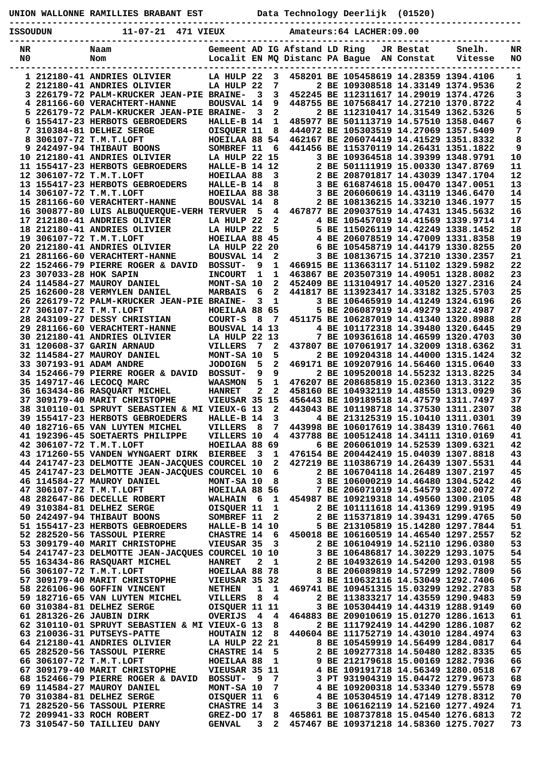UNION WALLONNE RAMILLIES BRABANT EST          Data Technology Deerlijk  (01520)

ISSOUDUN          11-07-21  471 VIEUX          Amateurs:64 LACHER:09.00

| NR<br>NO | | Naam<br>Nom | Gemeent<br>Localit | AD<br>EN | IG<br>MQ | Afstand<br>Distanc | LD<br>PA | Ring<br>Bague | JR<br>AN | Bestat<br>Constat | Snelh.<br>Vitesse | NR<br>NO |
|---|---|---|---|---|---|---|---|---|---|---|---|---|
| 1 | 212180-41 | ANDRIES OLIVIER | LA HULP | 22 | 3 | 458201 | BE | 1054586 | 19 | 14.28359 | 1374.4106 | 1 |
| 2 | 212180-41 | ANDRIES OLIVIER | LA HULP | 22 | 7 | 2 | BE | 1093085 | 18 | 14.33149 | 1374.9536 | 2 |
| 3 | 226179-72 | PALM-KRUCKER JEAN-PIE | BRAINE- | 3 | 3 | 452245 | BE | 1123116 | 17 | 14.29019 | 1374.4726 | 3 |
| 4 | 281166-60 | VERACHTERT-HANNE | BOUSVAL | 14 | 9 | 448755 | BE | 1075684 | 17 | 14.27210 | 1370.8722 | 4 |
| 5 | 226179-72 | PALM-KRUCKER JEAN-PIE | BRAINE- | 3 | 2 | 2 | BE | 1123104 | 17 | 14.31549 | 1362.5326 | 5 |
| 6 | 155417-23 | HERBOTS GEBROEDERS | HALLE-B | 14 | 1 | 485977 | BE | 5011137 | 19 | 14.57510 | 1358.0467 | 6 |
| 7 | 310384-81 | DELHEZ SERGE | OISQUER | 11 | 8 | 444072 | BE | 1053035 | 19 | 14.27069 | 1357.5409 | 7 |
| 8 | 306107-72 | T.M.T.LOFT | HOEILAA | 88 | 54 | 462167 | BE | 2060744 | 19 | 14.41529 | 1351.8332 | 8 |
| 9 | 242497-94 | THIBAUT BOONS | SOMBREF | 11 | 6 | 441456 | BE | 1153701 | 19 | 14.26431 | 1351.1822 | 9 |
| 10 | 212180-41 | ANDRIES OLIVIER | LA HULP | 22 | 15 | 3 | BE | 1093645 | 18 | 14.39399 | 1348.9791 | 10 |
| 11 | 155417-23 | HERBOTS GEBROEDERS | HALLE-B | 14 | 12 | 2 | BE | 5011119 | 19 | 15.00330 | 1347.8769 | 11 |
| 12 | 306107-72 | T.M.T.LOFT | HOEILAA | 88 | 3 | 2 | BE | 2087018 | 17 | 14.43039 | 1347.1704 | 12 |
| 13 | 155417-23 | HERBOTS GEBROEDERS | HALLE-B | 14 | 8 | 3 | BE | 6168746 | 18 | 15.00470 | 1347.0051 | 13 |
| 14 | 306107-72 | T.M.T.LOFT | HOEILAA | 88 | 38 | 3 | BE | 2060606 | 19 | 14.43119 | 1346.6470 | 14 |
| 15 | 281166-60 | VERACHTERT-HANNE | BOUSVAL | 14 | 8 | 2 | BE | 1081362 | 15 | 14.33210 | 1346.1977 | 15 |
| 16 | 300877-80 | LUIS ALBUQUERQUE-VERH | TERVUER | 5 | 4 | 467877 | BE | 2090375 | 19 | 14.47431 | 1345.5632 | 16 |
| 17 | 212180-41 | ANDRIES OLIVIER | LA HULP | 22 | 2 | 4 | BE | 1054570 | 19 | 14.41569 | 1339.9714 | 17 |
| 18 | 212180-41 | ANDRIES OLIVIER | LA HULP | 22 | 5 | 5 | BE | 1150261 | 19 | 14.42249 | 1338.1452 | 18 |
| 19 | 306107-72 | T.M.T.LOFT | HOEILAA | 88 | 45 | 4 | BE | 2060785 | 19 | 14.47019 | 1331.8358 | 19 |
| 20 | 212180-41 | ANDRIES OLIVIER | LA HULP | 22 | 20 | 6 | BE | 1054587 | 19 | 14.44179 | 1330.8255 | 20 |
| 21 | 281166-60 | VERACHTERT-HANNE | BOUSVAL | 14 | 2 | 3 | BE | 1081367 | 15 | 14.37210 | 1330.2357 | 21 |
| 22 | 152466-79 | PIERRE ROGER & DAVID | BOSSUT- | 9 | 1 | 466915 | BE | 1136631 | 17 | 14.51102 | 1329.5982 | 22 |
| 23 | 307033-28 | HOK SAPIN | INCOURT | 1 | 1 | 463867 | BE | 2035073 | 19 | 14.49051 | 1328.8082 | 23 |
| 24 | 114584-27 | MAUROY DANIEL | MONT-SA | 10 | 2 | 452409 | BE | 1131049 | 17 | 14.40520 | 1327.2316 | 24 |
| 25 | 162600-28 | VERMYLEN DANIEL | MARBAIS | 6 | 2 | 441817 | BE | 1139234 | 17 | 14.33182 | 1325.5703 | 25 |
| 26 | 226179-72 | PALM-KRUCKER JEAN-PIE | BRAINE- | 3 | 1 | 3 | BE | 1064659 | 19 | 14.41249 | 1324.6196 | 26 |
| 27 | 306107-72 | T.M.T.LOFT | HOEILAA | 88 | 65 | 5 | BE | 2060879 | 19 | 14.49279 | 1322.4987 | 27 |
| 28 | 243109-27 | DESSY CHRISTIAN | COURT-S | 8 | 7 | 451175 | BE | 1062870 | 19 | 14.41340 | 1320.8988 | 28 |
| 29 | 281166-60 | VERACHTERT-HANNE | BOUSVAL | 14 | 13 | 4 | BE | 1011723 | 18 | 14.39480 | 1320.6445 | 29 |
| 30 | 212180-41 | ANDRIES OLIVIER | LA HULP | 22 | 13 | 7 | BE | 1093616 | 18 | 14.46599 | 1320.4703 | 30 |
| 31 | 120608-37 | GARIN ARNAUD | VILLERS | 7 | 2 | 437807 | BE | 1070619 | 17 | 14.32009 | 1318.6362 | 31 |
| 32 | 114584-27 | MAUROY DANIEL | MONT-SA | 10 | 5 | 2 | BE | 1092043 | 18 | 14.44000 | 1315.1424 | 32 |
| 33 | 307193-91 | ADAM ANDRE | JODOIGN | 5 | 2 | 469171 | BE | 1092079 | 16 | 14.56460 | 1315.0640 | 33 |
| 34 | 152466-79 | PIERRE ROGER & DAVID | BOSSUT- | 9 | 9 | 2 | BE | 1095200 | 18 | 14.55232 | 1313.8225 | 34 |
| 35 | 149717-46 | LECOCQ MARC | WAASMON | 5 | 1 | 476207 | BE | 2086858 | 19 | 15.02360 | 1313.3122 | 35 |
| 36 | 163434-86 | RASQUART MICHEL | HANRET | 2 | 2 | 458160 | BE | 1049321 | 19 | 14.48550 | 1313.0929 | 36 |
| 37 | 309179-40 | MARIT CHRISTOPHE | VIEUSAR | 35 | 15 | 456443 | BE | 1091895 | 18 | 14.47579 | 1311.7497 | 37 |
| 38 | 310110-01 | SPRUYT SEBASTIEN & MI | VIEUX-G | 13 | 2 | 443043 | BE | 1011987 | 18 | 14.37530 | 1311.2307 | 38 |
| 39 | 155417-23 | HERBOTS GEBROEDERS | HALLE-B | 14 | 3 | 4 | BE | 2131253 | 19 | 15.10410 | 1311.0301 | 39 |
| 40 | 182716-65 | VAN LUYTEN MICHEL | VILLERS | 8 | 7 | 443998 | BE | 1060176 | 19 | 14.38439 | 1310.7661 | 40 |
| 41 | 192396-45 | SOETAERTS PHILIPPE | VILLERS | 10 | 4 | 437788 | BE | 1005124 | 18 | 14.34111 | 1310.0169 | 41 |
| 42 | 306107-72 | T.M.T.LOFT | HOEILAA | 88 | 69 | 6 | BE | 2060610 | 19 | 14.52539 | 1309.6321 | 42 |
| 43 | 171260-55 | VANDEN WYNGAERT DIRK | BIERBEE | 3 | 1 | 476154 | BE | 2004424 | 19 | 15.04039 | 1307.8818 | 43 |
| 44 | 241747-23 | DELMOTTE JEAN-JACQUES | COURCEL | 10 | 2 | 427219 | BE | 1103867 | 19 | 14.26439 | 1307.5531 | 44 |
| 45 | 241747-23 | DELMOTTE JEAN-JACQUES | COURCEL | 10 | 6 | 2 | BE | 1067041 | 18 | 14.26489 | 1307.2197 | 45 |
| 46 | 114584-27 | MAUROY DANIEL | MONT-SA | 10 | 8 | 3 | BE | 1060002 | 19 | 14.46480 | 1304.5242 | 46 |
| 47 | 306107-72 | T.M.T.LOFT | HOEILAA | 88 | 56 | 7 | BE | 2060710 | 19 | 14.54579 | 1302.0072 | 47 |
| 48 | 282647-86 | DECELLE ROBERT | WALHAIN | 6 | 1 | 454987 | BE | 1092193 | 18 | 14.49560 | 1300.2105 | 48 |
| 49 | 310384-81 | DELHEZ SERGE | OISQUER | 11 | 1 | 2 | BE | 1011116 | 18 | 14.41369 | 1299.9195 | 49 |
| 50 | 242497-94 | THIBAUT BOONS | SOMBREF | 11 | 2 | 2 | BE | 1153718 | 19 | 14.39431 | 1299.4765 | 50 |
| 51 | 155417-23 | HERBOTS GEBROEDERS | HALLE-B | 14 | 10 | 5 | BE | 2131058 | 19 | 15.14280 | 1297.7844 | 51 |
| 52 | 282520-56 | TASSOUL PIERRE | CHASTRE | 14 | 6 | 450018 | BE | 1061605 | 19 | 14.46540 | 1297.2557 | 52 |
| 53 | 309179-40 | MARIT CHRISTOPHE | VIEUSAR | 35 | 3 | 2 | BE | 1061049 | 19 | 14.52110 | 1296.0380 | 53 |
| 54 | 241747-23 | DELMOTTE JEAN-JACQUES | COURCEL | 10 | 10 | 3 | BE | 1064868 | 17 | 14.30229 | 1293.1075 | 54 |
| 55 | 163434-86 | RASQUART MICHEL | HANRET | 2 | 1 | 2 | BE | 1049326 | 19 | 14.54200 | 1293.0198 | 55 |
| 56 | 306107-72 | T.M.T.LOFT | HOEILAA | 88 | 78 | 8 | BE | 2060898 | 19 | 14.57299 | 1292.7809 | 56 |
| 57 | 309179-40 | MARIT CHRISTOPHE | VIEUSAR | 35 | 32 | 3 | BE | 1106321 | 16 | 14.53049 | 1292.7406 | 57 |
| 58 | 226106-96 | GOFFIN VINCENT | NETHEN | 1 | 1 | 469741 | BE | 1094513 | 15 | 15.03299 | 1292.2783 | 58 |
| 59 | 182716-65 | VAN LUYTEN MICHEL | VILLERS | 8 | 4 | 2 | BE | 1138332 | 17 | 14.43559 | 1290.9483 | 59 |
| 60 | 310384-81 | DELHEZ SERGE | OISQUER | 11 | 11 | 3 | BE | 1053044 | 19 | 14.44319 | 1288.9149 | 60 |
| 61 | 281326-26 | JAUBIN DIRK | OVERIJS | 4 | 4 | 464883 | BE | 2090106 | 19 | 15.01270 | 1286.1613 | 61 |
| 62 | 310110-01 | SPRUYT SEBASTIEN & MI | VIEUX-G | 13 | 8 | 2 | BE | 1117924 | 19 | 14.44290 | 1286.1087 | 62 |
| 63 | 210036-31 | PUTSEYS-PATTE | HOUTAIN | 12 | 8 | 440604 | BE | 1117527 | 19 | 14.43010 | 1284.4974 | 63 |
| 64 | 212180-41 | ANDRIES OLIVIER | LA HULP | 22 | 21 | 8 | BE | 1054599 | 19 | 14.56499 | 1284.0817 | 64 |
| 65 | 282520-56 | TASSOUL PIERRE | CHASTRE | 14 | 5 | 2 | BE | 1092773 | 18 | 14.50480 | 1282.8335 | 65 |
| 66 | 306107-72 | T.M.T.LOFT | HOEILAA | 88 | 1 | 9 | BE | 2121796 | 18 | 15.00169 | 1282.7936 | 66 |
| 67 | 309179-40 | MARIT CHRISTOPHE | VIEUSAR | 35 | 11 | 4 | BE | 1091917 | 18 | 14.56349 | 1280.0518 | 67 |
| 68 | 152466-79 | PIERRE ROGER & DAVID | BOSSUT- | 9 | 7 | 3 | PT | 9319043 | 19 | 15.04472 | 1279.9673 | 68 |
| 69 | 114584-27 | MAUROY DANIEL | MONT-SA | 10 | 7 | 4 | BE | 1092003 | 18 | 14.53340 | 1279.5578 | 69 |
| 70 | 310384-81 | DELHEZ SERGE | OISQUER | 11 | 6 | 4 | BE | 1053045 | 19 | 14.47190 | 1278.8312 | 70 |
| 71 | 282520-56 | TASSOUL PIERRE | CHASTRE | 14 | 3 | 3 | BE | 1061621 | 19 | 14.52160 | 1277.4924 | 71 |
| 72 | 209941-33 | ROCH ROBERT | GREZ-DO | 17 | 8 | 465861 | BE | 1087378 | 18 | 15.04540 | 1276.6813 | 72 |
| 73 | 310547-50 | TAILLIEU DANY | GENVAL | 3 | 2 | 457467 | BE | 1093712 | 18 | 14.58360 | 1275.7027 | 73 |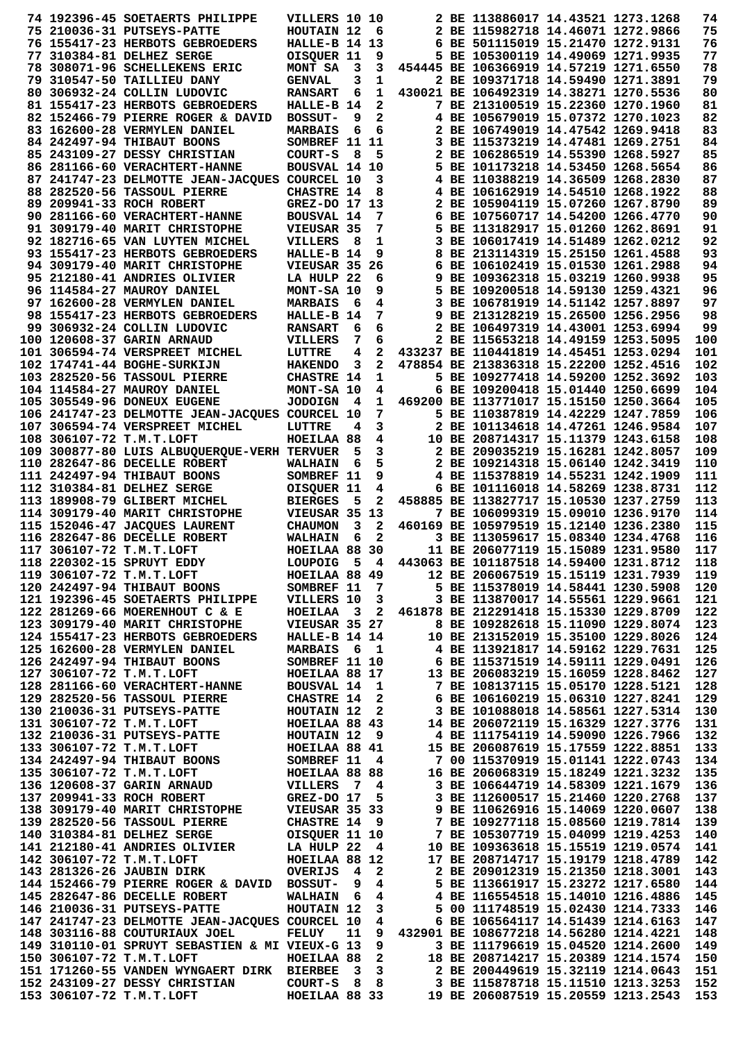```
 74 192396-45 SOETAERTS PHILIPPE    VILLERS 10 10       2 BE 113886017 14.43521 1273.1268   74
 75 210036-31 PUTSEYS-PATTE         HOUTAIN 12  6       2 BE 115982718 14.46071 1272.9866   75
 76 155417-23 HERBOTS GEBROEDERS    HALLE-B 14 13       6 BE 501115019 15.21470 1272.9131   76
 77 310384-81 DELHEZ SERGE          OISQUER 11  9       5 BE 105300119 14.49069 1271.9935   77
 78 308071-96 SCHELLEKENS ERIC      MONT SA  3  3  454445 BE 106366919 14.57219 1271.6550   78
 79 310547-50 TAILLIEU DANY         GENVAL   3  1       2 BE 109371718 14.59490 1271.3891   79
 80 306932-24 COLLIN LUDOVIC        RANSART  6  1  430021 BE 106492319 14.38271 1270.5536   80
 81 155417-23 HERBOTS GEBROEDERS    HALLE-B 14  2       7 BE 213100519 15.22360 1270.1960   81
 82 152466-79 PIERRE ROGER & DAVID  BOSSUT-  9  2       4 BE 105679019 15.07372 1270.1023   82
 83 162600-28 VERMYLEN DANIEL       MARBAIS  6  6       2 BE 106749019 14.47542 1269.9418   83
 84 242497-94 THIBAUT BOONS         SOMBREF 11 11       3 BE 115373219 14.47481 1269.2751   84
 85 243109-27 DESSY CHRISTIAN       COURT-S  8  5       2 BE 106286519 14.55390 1268.5927   85
 86 281166-60 VERACHTERT-HANNE      BOUSVAL 14 10       5 BE 101173218 14.53450 1268.5654   86
 87 241747-23 DELMOTTE JEAN-JACQUES COURCEL 10  3       4 BE 110388219 14.36509 1268.2830   87
 88 282520-56 TASSOUL PIERRE        CHASTRE 14  8       4 BE 106162919 14.54510 1268.1922   88
 89 209941-33 ROCH ROBERT           GREZ-DO 17 13       2 BE 105904119 15.07260 1267.8790   89
 90 281166-60 VERACHTERT-HANNE      BOUSVAL 14  7       6 BE 107560717 14.54200 1266.4770   90
 91 309179-40 MARIT CHRISTOPHE      VIEUSAR 35  7       5 BE 113182917 15.01260 1262.8691   91
 92 182716-65 VAN LUYTEN MICHEL     VILLERS  8  1       3 BE 106017419 14.51489 1262.0212   92
 93 155417-23 HERBOTS GEBROEDERS    HALLE-B 14  9       8 BE 213114319 15.25150 1261.4588   93
 94 309179-40 MARIT CHRISTOPHE      VIEUSAR 35 26       6 BE 106102419 15.01530 1261.2988   94
 95 212180-41 ANDRIES OLIVIER       LA HULP 22  6       9 BE 109362318 15.03219 1260.9938   95
 96 114584-27 MAUROY DANIEL         MONT-SA 10  9       5 BE 109200518 14.59130 1259.4321   96
 97 162600-28 VERMYLEN DANIEL       MARBAIS  6  4       3 BE 106781919 14.51142 1257.8897   97
 98 155417-23 HERBOTS GEBROEDERS    HALLE-B 14  7       9 BE 213128219 15.26500 1256.2956   98
 99 306932-24 COLLIN LUDOVIC        RANSART  6  6       2 BE 106497319 14.43001 1253.6994   99
100 120608-37 GARIN ARNAUD          VILLERS  7  6       2 BE 115653218 14.49159 1253.5095  100
101 306594-74 VERSPREET MICHEL      LUTTRE   4  2  433237 BE 110441819 14.45451 1253.0294  101
102 174741-44 BOGHE-SURKIJN         HAKENDO  3  2  478854 BE 213836318 15.22200 1252.4516  102
103 282520-56 TASSOUL PIERRE        CHASTRE 14  1       5 BE 109277418 14.59200 1252.3692  103
104 114584-27 MAUROY DANIEL         MONT-SA 10  4       6 BE 109200418 15.01440 1250.6699  104
105 305549-96 DONEUX EUGENE         JODOIGN  4  1  469200 BE 113771017 15.15150 1250.3664  105
106 241747-23 DELMOTTE JEAN-JACQUES COURCEL 10  7       5 BE 110387619 14.42229 1247.7859  106
107 306594-74 VERSPREET MICHEL      LUTTRE   4  3       2 BE 101134618 14.47261 1246.9584  107
108 306107-72 T.M.T.LOFT            HOEILAA 88  4      10 BE 208714317 15.11379 1243.6158  108
109 300877-80 LUIS ALBUQUERQUE-VERH TERVUER  5  3       2 BE 209035219 15.16281 1242.8057  109
110 282647-86 DECELLE ROBERT        WALHAIN  6  5       2 BE 109214318 15.06140 1242.3419  110
111 242497-94 THIBAUT BOONS         SOMBREF 11  9       4 BE 115378819 14.55231 1242.1909  111
112 310384-81 DELHEZ SERGE          OISQUER 11  4       6 BE 101116018 14.58269 1238.8731  112
113 189908-79 GLIBERT MICHEL        BIERGES  5  2  458885 BE 113827717 15.10530 1237.2759  113
114 309179-40 MARIT CHRISTOPHE      VIEUSAR 35 13       7 BE 106099319 15.09010 1236.9170  114
115 152046-47 JACQUES LAURENT       CHAUMON  3  2  460169 BE 105979519 15.12140 1236.2380  115
116 282647-86 DECELLE ROBERT        WALHAIN  6  2       3 BE 113059617 15.08340 1234.4768  116
117 306107-72 T.M.T.LOFT            HOEILAA 88 30      11 BE 206077119 15.15089 1231.9580  117
118 220302-15 SPRUYT EDDY           LOUPOIG  5  4  443063 BE 101187518 14.59400 1231.8712  118
119 306107-72 T.M.T.LOFT            HOEILAA 88 49      12 BE 206067519 15.15119 1231.7939  119
120 242497-94 THIBAUT BOONS         SOMBREF 11  7       5 BE 115378019 14.58441 1230.5908  120
121 192396-45 SOETAERTS PHILIPPE    VILLERS 10  3       3 BE 113870017 14.55561 1229.9661  121
122 281269-66 MOERENHOUT C & E      HOEILAA  3  2  461878 BE 212291418 15.15330 1229.8709  122
123 309179-40 MARIT CHRISTOPHE      VIEUSAR 35 27       8 BE 109282618 15.11090 1229.8074  123
124 155417-23 HERBOTS GEBROEDERS    HALLE-B 14 14      10 BE 213152019 15.35100 1229.8026  124
125 162600-28 VERMYLEN DANIEL       MARBAIS  6  1       4 BE 113921817 14.59162 1229.7631  125
126 242497-94 THIBAUT BOONS         SOMBREF 11 10       6 BE 115371519 14.59111 1229.0491  126
127 306107-72 T.M.T.LOFT            HOEILAA 88 17      13 BE 206083219 15.16059 1228.8462  127
128 281166-60 VERACHTERT-HANNE      BOUSVAL 14  1       7 BE 108137115 15.05170 1228.5121  128
129 282520-56 TASSOUL PIERRE        CHASTRE 14  2       6 BE 106160219 15.06310 1227.8241  129
130 210036-31 PUTSEYS-PATTE         HOUTAIN 12  2       3 BE 101088018 14.58561 1227.5314  130
131 306107-72 T.M.T.LOFT            HOEILAA 88 43      14 BE 206072119 15.16329 1227.3776  131
132 210036-31 PUTSEYS-PATTE         HOUTAIN 12  9       4 BE 111754119 14.59090 1226.7966  132
133 306107-72 T.M.T.LOFT            HOEILAA 88 41      15 BE 206087619 15.17559 1222.8851  133
134 242497-94 THIBAUT BOONS         SOMBREF 11  4       7 00 115370919 15.01141 1222.0743  134
135 306107-72 T.M.T.LOFT            HOEILAA 88 88      16 BE 206068319 15.18249 1221.3232  135
136 120608-37 GARIN ARNAUD          VILLERS  7  4       3 BE 106644719 14.58309 1221.1679  136
137 209941-33 ROCH ROBERT           GREZ-DO 17  5       3 BE 112600517 15.21460 1220.2768  137
138 309179-40 MARIT CHRISTOPHE      VIEUSAR 35 33       9 BE 110626916 15.14069 1220.0607  138
139 282520-56 TASSOUL PIERRE        CHASTRE 14  9       7 BE 109277118 15.08560 1219.7814  139
140 310384-81 DELHEZ SERGE          OISQUER 11 10       7 BE 105307719 15.04099 1219.4253  140
141 212180-41 ANDRIES OLIVIER       LA HULP 22  4      10 BE 109363618 15.15519 1219.0574  141
142 306107-72 T.M.T.LOFT            HOEILAA 88 12      17 BE 208714717 15.19179 1218.4789  142
143 281326-26 JAUBIN DIRK           OVERIJS  4  2       2 BE 209012319 15.21350 1218.3001  143
144 152466-79 PIERRE ROGER & DAVID  BOSSUT-  9  4       5 BE 113661917 15.23272 1217.6580  144
145 282647-86 DECELLE ROBERT        WALHAIN  6  4       4 BE 116554518 15.14010 1216.4886  145
146 210036-31 PUTSEYS-PATTE         HOUTAIN 12  3       5 00 111748519 15.02430 1214.7333  146
147 241747-23 DELMOTTE JEAN-JACQUES COURCEL 10  4       6 BE 106564117 14.51439 1214.6163  147
148 303116-88 COUTURIAUX JOEL       FELUY   11  9  432901 BE 108677218 14.56280 1214.4221  148
149 310110-01 SPRUYT SEBASTIEN & MI VIEUX-G 13  9       3 BE 111796619 15.04520 1214.2600  149
150 306107-72 T.M.T.LOFT            HOEILAA 88  2      18 BE 208714217 15.20389 1214.1574  150
151 171260-55 VANDEN WYNGAERT DIRK  BIERBEE  3  3       2 BE 200449619 15.32119 1214.0643  151
152 243109-27 DESSY CHRISTIAN       COURT-S  8  8       3 BE 115878718 15.11510 1213.3253  152
153 306107-72 T.M.T.LOFT            HOEILAA 88 33      19 BE 206087519 15.20559 1213.2543  153
```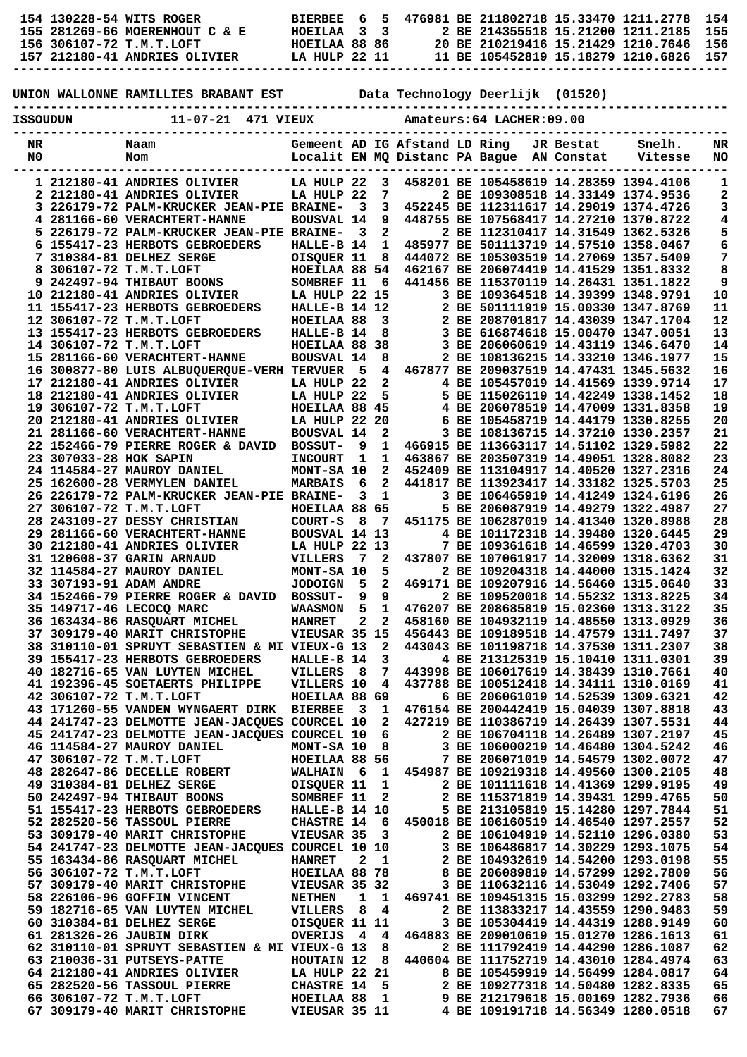| 154 | 130228-54 WITS ROGER | BIERBEE | 6 | 5 | 476981 | BE 211802718 | 15.33470 | 1211.2778 | 154 |
|---|---|---|---|---|---|---|---|---|---|
| 155 | 281269-66 MOERENHOUT C & E | HOEILAA | 3 | 3 | 2 | BE 214355518 | 15.21200 | 1211.2185 | 155 |
| 156 | 306107-72 T.M.T.LOFT | HOEILAA | 88 | 86 | 20 | BE 210219416 | 15.21429 | 1210.7646 | 156 |
| 157 | 212180-41 ANDRIES OLIVIER | LA HULP | 22 | 11 | 11 | BE 105452819 | 15.18279 | 1210.6826 | 157 |

UNION WALLONNE RAMILLIES BRABANT EST          Data Technology Deerlijk  (01520)

ISSOUDUN          11-07-21  471 VIEUX          Amateurs:64 LACHER:09.00

| NR N0 | Naam Nom | Gemeent Localit | AD EN | IG MQ | Afstand Distanc | LD PA | Ring Bague | JR AN | Bestat Constat | Snelh. Vitesse | NR NO |
|---|---|---|---|---|---|---|---|---|---|---|---|
| 1 | 212180-41 ANDRIES OLIVIER | LA HULP | 22 | 3 | 458201 | | BE 105458619 | | 14.28359 | 1394.4106 | 1 |
| 2 | 212180-41 ANDRIES OLIVIER | LA HULP | 22 | 7 | | 2 | BE 109308518 | | 14.33149 | 1374.9536 | 2 |
| 3 | 226179-72 PALM-KRUCKER JEAN-PIE | BRAINE- | 3 | 3 | 452245 | | BE 112311617 | | 14.29019 | 1374.4726 | 3 |
| 4 | 281166-60 VERACHTERT-HANNE | BOUSVAL | 14 | 9 | 448755 | | BE 107568417 | | 14.27210 | 1370.8722 | 4 |
| 5 | 226179-72 PALM-KRUCKER JEAN-PIE | BRAINE- | 3 | 2 | | 2 | BE 112310417 | | 14.31549 | 1362.5326 | 5 |
| 6 | 155417-23 HERBOTS GEBROEDERS | HALLE-B | 14 | 1 | 485977 | | BE 501113719 | | 14.57510 | 1358.0467 | 6 |
| 7 | 310384-81 DELHEZ SERGE | OISQUER | 11 | 8 | 444072 | | BE 105303519 | | 14.27069 | 1357.5409 | 7 |
| 8 | 306107-72 T.M.T.LOFT | HOEILAA | 88 | 54 | 462167 | | BE 206074419 | | 14.41529 | 1351.8332 | 8 |
| 9 | 242497-94 THIBAUT BOONS | SOMBREF | 11 | 6 | 441456 | | BE 115370119 | | 14.26431 | 1351.1822 | 9 |
| 10 | 212180-41 ANDRIES OLIVIER | LA HULP | 22 | 15 | | 3 | BE 109364518 | | 14.39399 | 1348.9791 | 10 |
| 11 | 155417-23 HERBOTS GEBROEDERS | HALLE-B | 14 | 12 | | 2 | BE 501111919 | | 15.00330 | 1347.8769 | 11 |
| 12 | 306107-72 T.M.T.LOFT | HOEILAA | 88 | 3 | | 2 | BE 208701817 | | 14.43039 | 1347.1704 | 12 |
| 13 | 155417-23 HERBOTS GEBROEDERS | HALLE-B | 14 | 8 | | 3 | BE 616874618 | | 15.00470 | 1347.0051 | 13 |
| 14 | 306107-72 T.M.T.LOFT | HOEILAA | 88 | 38 | | 3 | BE 206060619 | | 14.43119 | 1346.6470 | 14 |
| 15 | 281166-60 VERACHTERT-HANNE | BOUSVAL | 14 | 8 | | 2 | BE 108136215 | | 14.33210 | 1346.1977 | 15 |
| 16 | 300877-80 LUIS ALBUQUERQUE-VERH | TERVUER | 5 | 4 | 467877 | | BE 209037519 | | 14.47431 | 1345.5632 | 16 |
| 17 | 212180-41 ANDRIES OLIVIER | LA HULP | 22 | 2 | | 4 | BE 105457019 | | 14.41569 | 1339.9714 | 17 |
| 18 | 212180-41 ANDRIES OLIVIER | LA HULP | 22 | 5 | | 5 | BE 115026119 | | 14.42249 | 1338.1452 | 18 |
| 19 | 306107-72 T.M.T.LOFT | HOEILAA | 88 | 45 | | 4 | BE 206078519 | | 14.47009 | 1331.8358 | 19 |
| 20 | 212180-41 ANDRIES OLIVIER | LA HULP | 22 | 20 | | 6 | BE 105458719 | | 14.44179 | 1330.8255 | 20 |
| 21 | 281166-60 VERACHTERT-HANNE | BOUSVAL | 14 | 2 | | 3 | BE 108136715 | | 14.37210 | 1330.2357 | 21 |
| 22 | 152466-79 PIERRE ROGER & DAVID | BOSSUT- | 9 | 1 | 466915 | | BE 113663117 | | 14.51102 | 1329.5982 | 22 |
| 23 | 307033-28 HOK SAPIN | INCOURT | 1 | 1 | 463867 | | BE 203507319 | | 14.49051 | 1328.8082 | 23 |
| 24 | 114584-27 MAUROY DANIEL | MONT-SA | 10 | 2 | 452409 | | BE 113104917 | | 14.40520 | 1327.2316 | 24 |
| 25 | 162600-28 VERMYLEN DANIEL | MARBAIS | 6 | 2 | 441817 | | BE 113923417 | | 14.33182 | 1325.5703 | 25 |
| 26 | 226179-72 PALM-KRUCKER JEAN-PIE | BRAINE- | 3 | 1 | | 3 | BE 106465919 | | 14.41249 | 1324.6196 | 26 |
| 27 | 306107-72 T.M.T.LOFT | HOEILAA | 88 | 65 | | 5 | BE 206087919 | | 14.49279 | 1322.4987 | 27 |
| 28 | 243109-27 DESSY CHRISTIAN | COURT-S | 8 | 7 | 451175 | | BE 106287019 | | 14.41340 | 1320.8988 | 28 |
| 29 | 281166-60 VERACHTERT-HANNE | BOUSVAL | 14 | 13 | | 4 | BE 101172318 | | 14.39480 | 1320.6445 | 29 |
| 30 | 212180-41 ANDRIES OLIVIER | LA HULP | 22 | 13 | | 7 | BE 109361618 | | 14.46599 | 1320.4703 | 30 |
| 31 | 120608-37 GARIN ARNAUD | VILLERS | 7 | 2 | 437807 | | BE 107061917 | | 14.32009 | 1318.6362 | 31 |
| 32 | 114584-27 MAUROY DANIEL | MONT-SA | 10 | 5 | | 2 | BE 109204318 | | 14.44000 | 1315.1424 | 32 |
| 33 | 307193-91 ADAM ANDRE | JODOIGN | 5 | 2 | 469171 | | BE 109207916 | | 14.56460 | 1315.0640 | 33 |
| 34 | 152466-79 PIERRE ROGER & DAVID | BOSSUT- | 9 | 9 | | 2 | BE 109520018 | | 14.55232 | 1313.8225 | 34 |
| 35 | 149717-46 LECOCQ MARC | WAASMON | 5 | 1 | 476207 | | BE 208685819 | | 15.02360 | 1313.3122 | 35 |
| 36 | 163434-86 RASQUART MICHEL | HANRET | 2 | 2 | 458160 | | BE 104932119 | | 14.48550 | 1313.0929 | 36 |
| 37 | 309179-40 MARIT CHRISTOPHE | VIEUSAR | 35 | 15 | 456443 | | BE 109189518 | | 14.47579 | 1311.7497 | 37 |
| 38 | 310110-01 SPRUYT SEBASTIEN & MI | VIEUX-G | 13 | 2 | 443043 | | BE 101198718 | | 14.37530 | 1311.2307 | 38 |
| 39 | 155417-23 HERBOTS GEBROEDERS | HALLE-B | 14 | 3 | | 4 | BE 213125319 | | 15.10410 | 1311.0301 | 39 |
| 40 | 182716-65 VAN LUYTEN MICHEL | VILLERS | 8 | 7 | 443998 | | BE 106017619 | | 14.38439 | 1310.7661 | 40 |
| 41 | 192396-45 SOETAERTS PHILIPPE | VILLERS | 10 | 4 | 437788 | | BE 100512418 | | 14.34111 | 1310.0169 | 41 |
| 42 | 306107-72 T.M.T.LOFT | HOEILAA | 88 | 69 | | 6 | BE 206061019 | | 14.52539 | 1309.6321 | 42 |
| 43 | 171260-55 VANDEN WYNGAERT DIRK | BIERBEE | 3 | 1 | 476154 | | BE 200442419 | | 15.04039 | 1307.8818 | 43 |
| 44 | 241747-23 DELMOTTE JEAN-JACQUES | COURCEL | 10 | 2 | 427219 | | BE 110386719 | | 14.26439 | 1307.5531 | 44 |
| 45 | 241747-23 DELMOTTE JEAN-JACQUES | COURCEL | 10 | 6 | | 2 | BE 106704118 | | 14.26489 | 1307.2197 | 45 |
| 46 | 114584-27 MAUROY DANIEL | MONT-SA | 10 | 8 | | 3 | BE 106000219 | | 14.46480 | 1304.5242 | 46 |
| 47 | 306107-72 T.M.T.LOFT | HOEILAA | 88 | 56 | | 7 | BE 206071019 | | 14.54579 | 1302.0072 | 47 |
| 48 | 282647-86 DECELLE ROBERT | WALHAIN | 6 | 1 | 454987 | | BE 109219318 | | 14.49560 | 1300.2105 | 48 |
| 49 | 310384-81 DELHEZ SERGE | OISQUER | 11 | 1 | | 2 | BE 101111618 | | 14.41369 | 1299.9195 | 49 |
| 50 | 242497-94 THIBAUT BOONS | SOMBREF | 11 | 2 | | 2 | BE 115371819 | | 14.39431 | 1299.4765 | 50 |
| 51 | 155417-23 HERBOTS GEBROEDERS | HALLE-B | 14 | 10 | | 5 | BE 213105819 | | 15.14280 | 1297.7844 | 51 |
| 52 | 282520-56 TASSOUL PIERRE | CHASTRE | 14 | 6 | 450018 | | BE 106160519 | | 14.46540 | 1297.2557 | 52 |
| 53 | 309179-40 MARIT CHRISTOPHE | VIEUSAR | 35 | 3 | | 2 | BE 106104919 | | 14.52110 | 1296.0380 | 53 |
| 54 | 241747-23 DELMOTTE JEAN-JACQUES | COURCEL | 10 | 10 | | 3 | BE 106486817 | | 14.30229 | 1293.1075 | 54 |
| 55 | 163434-86 RASQUART MICHEL | HANRET | 2 | 1 | | 2 | BE 104932619 | | 14.54200 | 1293.0198 | 55 |
| 56 | 306107-72 T.M.T.LOFT | HOEILAA | 88 | 78 | | 8 | BE 206089819 | | 14.57299 | 1292.7809 | 56 |
| 57 | 309179-40 MARIT CHRISTOPHE | VIEUSAR | 35 | 32 | | 3 | BE 110632116 | | 14.53049 | 1292.7406 | 57 |
| 58 | 226106-96 GOFFIN VINCENT | NETHEN | 1 | 1 | 469741 | | BE 109451315 | | 15.03299 | 1292.2783 | 58 |
| 59 | 182716-65 VAN LUYTEN MICHEL | VILLERS | 8 | 4 | | 2 | BE 113833217 | | 14.43559 | 1290.9483 | 59 |
| 60 | 310384-81 DELHEZ SERGE | OISQUER | 11 | 11 | | 3 | BE 105304419 | | 14.44319 | 1288.9149 | 60 |
| 61 | 281326-26 JAUBIN DIRK | OVERIJS | 4 | 4 | 464883 | | BE 209010619 | | 15.01270 | 1286.1613 | 61 |
| 62 | 310110-01 SPRUYT SEBASTIEN & MI | VIEUX-G | 13 | 8 | | 2 | BE 111792419 | | 14.44290 | 1286.1087 | 62 |
| 63 | 210036-31 PUTSEYS-PATTE | HOUTAIN | 12 | 8 | 440604 | | BE 111752719 | | 14.43010 | 1284.4974 | 63 |
| 64 | 212180-41 ANDRIES OLIVIER | LA HULP | 22 | 21 | | 8 | BE 105459919 | | 14.56499 | 1284.0817 | 64 |
| 65 | 282520-56 TASSOUL PIERRE | CHASTRE | 14 | 5 | | 2 | BE 109277318 | | 14.50480 | 1282.8335 | 65 |
| 66 | 306107-72 T.M.T.LOFT | HOEILAA | 88 | 1 | | 9 | BE 212179618 | | 15.00169 | 1282.7936 | 66 |
| 67 | 309179-40 MARIT CHRISTOPHE | VIEUSAR | 35 | 11 | | 4 | BE 109191718 | | 14.56349 | 1280.0518 | 67 |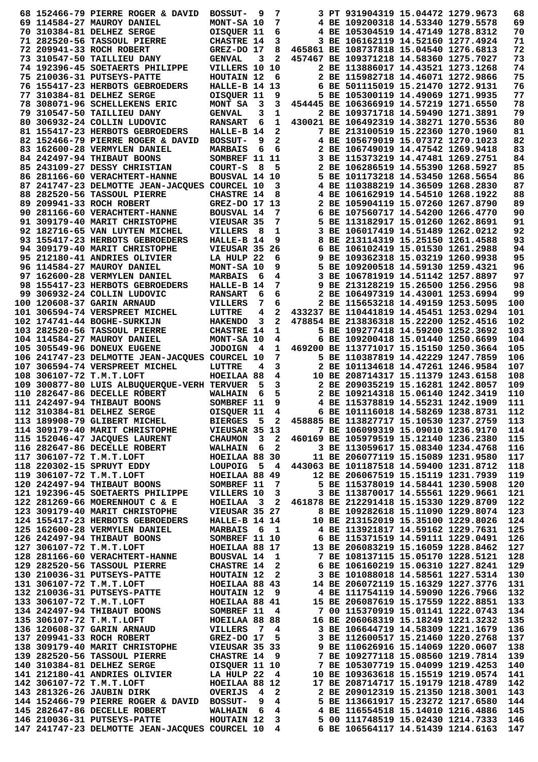```
 68 152466-79 PIERRE ROGER & DAVID  BOSSUT-  9  7       3 PT 931904319 15.04472 1279.9673   68
 69 114584-27 MAUROY DANIEL         MONT-SA 10  7       4 BE 109200318 14.53340 1279.5578   69
 70 310384-81 DELHEZ SERGE          OISQUER 11  6       4 BE 105304519 14.47149 1278.8312   70
 71 282520-56 TASSOUL PIERRE        CHASTRE 14  3       3 BE 106162119 14.52160 1277.4924   71
 72 209941-33 ROCH ROBERT           GREZ-DO 17  8  465861 BE 108737818 15.04540 1276.6813   72
 73 310547-50 TAILLIEU DANY         GENVAL   3  2  457467 BE 109371218 14.58360 1275.7027   73
 74 192396-45 SOETAERTS PHILIPPE    VILLERS 10 10       2 BE 113886017 14.43521 1273.1268   74
 75 210036-31 PUTSEYS-PATTE         HOUTAIN 12  6       2 BE 115982718 14.46071 1272.9866   75
 76 155417-23 HERBOTS GEBROEDERS    HALLE-B 14 13       6 BE 501115019 15.21470 1272.9131   76
 77 310384-81 DELHEZ SERGE          OISQUER 11  9       5 BE 105300119 14.49069 1271.9935   77
 78 308071-96 SCHELLEKENS ERIC      MONT SA  3  3  454445 BE 106366919 14.57219 1271.6550   78
 79 310547-50 TAILLIEU DANY         GENVAL   3  1       2 BE 109371718 14.59490 1271.3891   79
 80 306932-24 COLLIN LUDOVIC        RANSART  6  1  430021 BE 106492319 14.38271 1270.5536   80
 81 155417-23 HERBOTS GEBROEDERS    HALLE-B 14  2       7 BE 213100519 15.22360 1270.1960   81
 82 152466-79 PIERRE ROGER & DAVID  BOSSUT-  9  2       4 BE 105679019 15.07372 1270.1023   82
 83 162600-28 VERMYLEN DANIEL       MARBAIS  6  6       2 BE 106749019 14.47542 1269.9418   83
 84 242497-94 THIBAUT BOONS         SOMBREF 11 11       3 BE 115373219 14.47481 1269.2751   84
 85 243109-27 DESSY CHRISTIAN       COURT-S  8  5       2 BE 106286519 14.55390 1268.5927   85
 86 281166-60 VERACHTERT-HANNE      BOUSVAL 14 10       5 BE 101173218 14.53450 1268.5654   86
 87 241747-23 DELMOTTE JEAN-JACQUES COURCEL 10  3       4 BE 110388219 14.36509 1268.2830   87
 88 282520-56 TASSOUL PIERRE        CHASTRE 14  8       4 BE 106162919 14.54510 1268.1922   88
 89 209941-33 ROCH ROBERT           GREZ-DO 17 13       2 BE 105904119 15.07260 1267.8790   89
 90 281166-60 VERACHTERT-HANNE      BOUSVAL 14  7       6 BE 107560717 14.54200 1266.4770   90
 91 309179-40 MARIT CHRISTOPHE      VIEUSAR 35  7       5 BE 113182917 15.01260 1262.8691   91
 92 182716-65 VAN LUYTEN MICHEL     VILLERS  8  1       3 BE 106017419 14.51489 1262.0212   92
 93 155417-23 HERBOTS GEBROEDERS    HALLE-B 14  9       8 BE 213114319 15.25150 1261.4588   93
 94 309179-40 MARIT CHRISTOPHE      VIEUSAR 35 26       6 BE 106102419 15.01530 1261.2988   94
 95 212180-41 ANDRIES OLIVIER       LA HULP 22  6       9 BE 109362318 15.03219 1260.9938   95
 96 114584-27 MAUROY DANIEL         MONT-SA 10  9       5 BE 109200518 14.59130 1259.4321   96
 97 162600-28 VERMYLEN DANIEL       MARBAIS  6  4       3 BE 106781919 14.51142 1257.8897   97
 98 155417-23 HERBOTS GEBROEDERS    HALLE-B 14  7       9 BE 213128219 15.26500 1256.2956   98
 99 306932-24 COLLIN LUDOVIC        RANSART  6  6       2 BE 106497319 14.43001 1253.6994   99
100 120608-37 GARIN ARNAUD          VILLERS  7  6       2 BE 115653218 14.49159 1253.5095  100
101 306594-74 VERSPREET MICHEL      LUTTRE   4  2  433237 BE 110441819 14.45451 1253.0294  101
102 174741-44 BOGHE-SURKIJN         HAKENDO  3  2  478854 BE 213836318 15.22200 1252.4516  102
103 282520-56 TASSOUL PIERRE        CHASTRE 14  1       5 BE 109277418 14.59200 1252.3692  103
104 114584-27 MAUROY DANIEL         MONT-SA 10  4       6 BE 109200418 15.01400 1250.6699  104
105 305549-96 DONEUX EUGENE         JODOIGN  4  1  469200 BE 113771017 15.15150 1250.3664  105
106 241747-23 DELMOTTE JEAN-JACQUES COURCEL 10  7       5 BE 110387819 14.42229 1247.7859  106
107 306594-74 VERSPREET MICHEL      LUTTRE   4  3       2 BE 101134618 14.47261 1246.9584  107
108 306107-72 T.M.T.LOFT            HOEILAA 88  4      10 BE 208714317 15.11379 1243.6158  108
109 300877-80 LUIS ALBUQUERQUE-VERH TERVUER  5  3       2 BE 209035219 15.16281 1242.8057  109
110 282647-86 DECELLE ROBERT        WALHAIN  6  5       2 BE 109214318 15.06140 1242.3419  110
111 242497-94 THIBAUT BOONS         SOMBREF 11  9       4 BE 115378819 14.55231 1242.1909  111
112 310384-81 DELHEZ SERGE          OISQUER 11  4       6 BE 101116018 14.58269 1238.8731  112
113 189908-79 GLIBERT MICHEL        BIERGES  5  2  458885 BE 113827717 15.10530 1237.2759  113
114 309179-40 MARIT CHRISTOPHE      VIEUSAR 35 13       7 BE 106099319 15.09010 1236.9170  114
115 152046-47 JACQUES LAURENT       CHAUMON  3  2  460169 BE 105979519 15.12140 1236.2380  115
116 282647-86 DECELLE ROBERT        WALHAIN  6  2       3 BE 113059617 15.08340 1234.4768  116
117 306107-72 T.M.T.LOFT            HOEILAA 88 30      11 BE 206077119 15.15089 1231.9580  117
118 220302-15 SPRUYT EDDY           LOUPOIG  5  4  443063 BE 101187518 14.59400 1231.8712  118
119 306107-72 T.M.T.LOFT            HOEILAA 88 49      12 BE 206067519 15.15119 1231.7939  119
120 242497-94 THIBAUT BOONS         SOMBREF 11  7       5 BE 115378019 14.58441 1230.5908  120
121 192396-45 SOETAERTS PHILIPPE    VILLERS 10  3       3 BE 113870017 14.55561 1229.9661  121
122 281269-66 MOERENHOUT C & E      HOEILAA  3  2  461878 BE 212291418 15.15330 1229.8709  122
123 309179-40 MARIT CHRISTOPHE      VIEUSAR 35 27       8 BE 109282618 15.11090 1229.8074  123
124 155417-23 HERBOTS GEBROEDERS    HALLE-B 14 14      10 BE 213152019 15.35100 1229.8026  124
125 162600-28 VERMYLEN DANIEL       MARBAIS  6  1       4 BE 113921817 14.59162 1229.7631  125
126 242497-94 THIBAUT BOONS         SOMBREF 11 10       6 BE 115371519 14.59111 1229.0491  126
127 306107-72 T.M.T.LOFT            HOEILAA 88 17      13 BE 206083219 15.16059 1228.8462  127
128 281166-60 VERACHTERT-HANNE      BOUSVAL 14  1       7 BE 108137115 15.05170 1228.5121  128
129 282520-56 TASSOUL PIERRE        CHASTRE 14  2       6 BE 106160219 15.06310 1227.8241  129
130 210036-31 PUTSEYS-PATTE         HOUTAIN 12  2       3 BE 101088018 14.58561 1227.5314  130
131 306107-72 T.M.T.LOFT            HOEILAA 88 43      14 BE 206072119 15.16329 1227.3776  131
132 210036-31 PUTSEYS-PATTE         HOUTAIN 12  9       4 BE 111754119 14.59090 1226.7966  132
133 306107-72 T.M.T.LOFT            HOEILAA 88 41      15 BE 206087619 15.17559 1222.8851  133
134 242497-94 THIBAUT BOONS         SOMBREF 11  4       7 00 115370919 15.01141 1222.0743  134
135 306107-72 T.M.T.LOFT            HOEILAA 88 88      16 BE 206068319 15.18249 1221.3232  135
136 120608-37 GARIN ARNAUD          VILLERS  7  4       3 BE 106644719 14.58309 1221.1679  136
137 209941-33 ROCH ROBERT           GREZ-DO 17  5       3 BE 112600517 15.21460 1220.2768  137
138 309179-40 MARIT CHRISTOPHE      VIEUSAR 35 33       9 BE 110626916 15.14069 1220.0607  138
139 282520-56 TASSOUL PIERRE        CHASTRE 14  9       7 BE 109277718 15.08560 1219.7814  139
140 310384-81 DELHEZ SERGE          OISQUER 11 10       7 BE 105307719 15.04099 1219.4253  140
141 212180-41 ANDRIES OLIVIER       LA HULP 22  4      10 BE 109363618 15.15519 1219.0574  141
142 306107-72 T.M.T.LOFT            HOEILAA 88 12      17 BE 208714717 15.19179 1218.4789  142
143 281326-26 JAUBIN DIRK           OVERIJS  4  2       2 BE 209012319 15.21350 1218.3001  143
144 152466-79 PIERRE ROGER & DAVID  BOSSUT-  9  4       5 BE 113661917 15.23272 1217.6580  144
145 282647-86 DECELLE ROBERT        WALHAIN  6  4       4 BE 116554518 15.14010 1216.4886  145
146 210036-31 PUTSEYS-PATTE         HOUTAIN 12  3       5 00 111748519 15.02430 1214.7333  146
147 241747-23 DELMOTTE JEAN-JACQUES COURCEL 10  4       6 BE 106564117 14.51439 1214.6163  147
```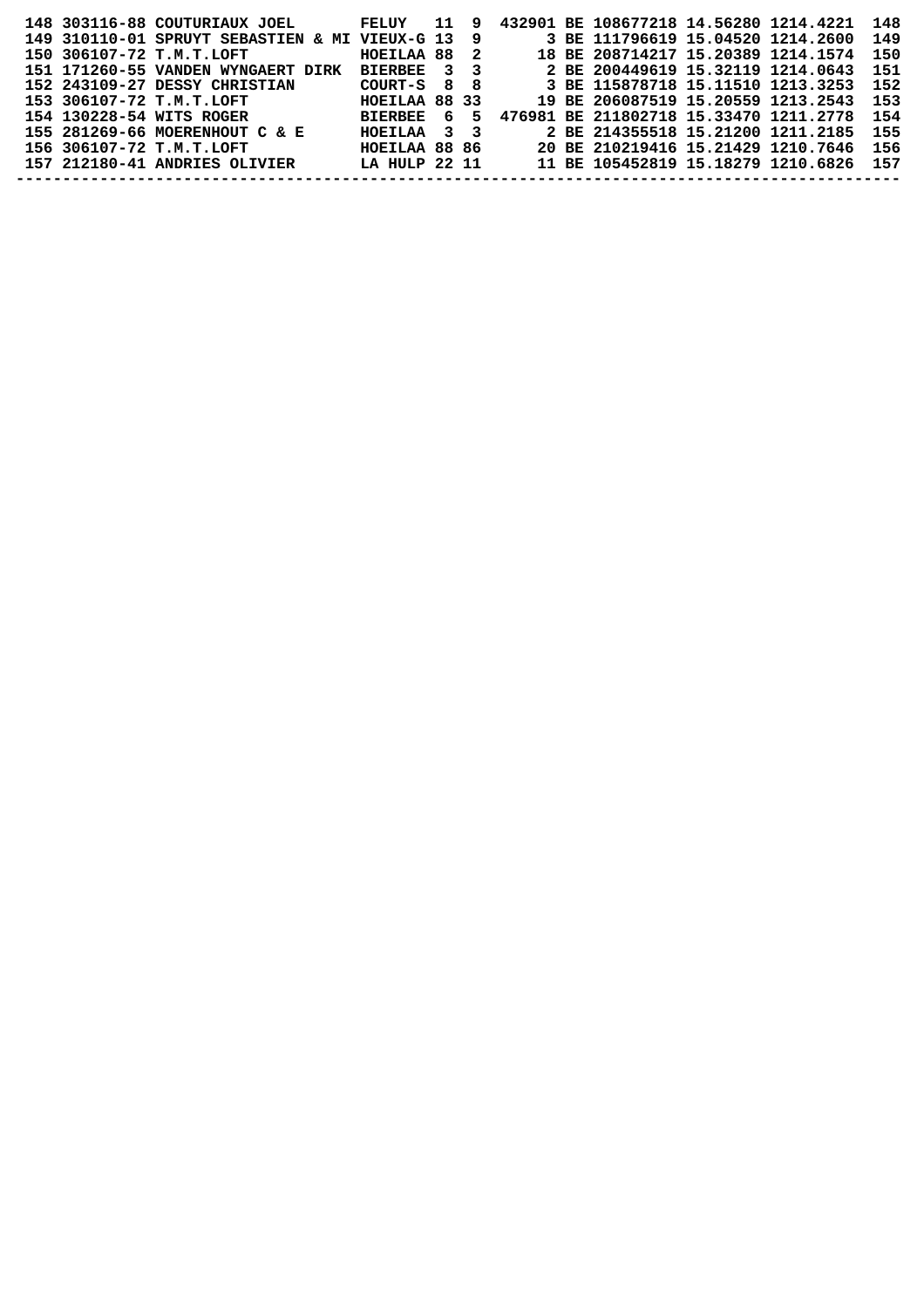| | | | | | | | | | | |
|---|---|---|---|---|---|---|---|---|---|---|
| 148 | 303116-88 | COUTURIAUX JOEL | FELUY | 11 | 9 | 432901 | BE 108677218 | 14.56280 | 1214.4221 | 148 |
| 149 | 310110-01 | SPRUYT SEBASTIEN & MI | VIEUX-G | 13 | 9 | 3 | BE 111796619 | 15.04520 | 1214.2600 | 149 |
| 150 | 306107-72 | T.M.T.LOFT | HOEILAA | 88 | 2 | 18 | BE 208714217 | 15.20389 | 1214.1574 | 150 |
| 151 | 171260-55 | VANDEN WYNGAERT DIRK | BIERBEE | 3 | 3 | 2 | BE 200449619 | 15.32119 | 1214.0643 | 151 |
| 152 | 243109-27 | DESSY CHRISTIAN | COURT-S | 8 | 8 | 3 | BE 115878718 | 15.11510 | 1213.3253 | 152 |
| 153 | 306107-72 | T.M.T.LOFT | HOEILAA | 88 | 33 | 19 | BE 206087519 | 15.20559 | 1213.2543 | 153 |
| 154 | 130228-54 | WITS ROGER | BIERBEE | 6 | 5 | 476981 | BE 211802718 | 15.33470 | 1211.2778 | 154 |
| 155 | 281269-66 | MOERENHOUT C & E | HOEILAA | 3 | 3 | 2 | BE 214355518 | 15.21200 | 1211.2185 | 155 |
| 156 | 306107-72 | T.M.T.LOFT | HOEILAA | 88 | 86 | 20 | BE 210219416 | 15.21429 | 1210.7646 | 156 |
| 157 | 212180-41 | ANDRIES OLIVIER | LA HULP | 22 | 11 | 11 | BE 105452819 | 15.18279 | 1210.6826 | 157 |